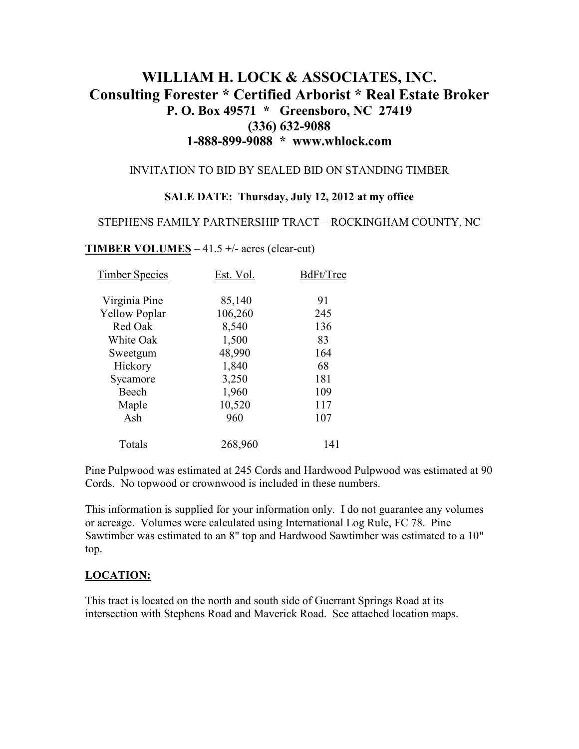# WILLIAM H. LOCK & ASSOCIATES, INC.

## Consulting Forester * Certified Arborist * Real Estate Broker

**P. O. Box 49571 * Greensboro, NC 27419**

**(336) 632-9088**

**1-888-899-9088 * www.whlock.com**

INVITATION TO BID BY SEALED BID ON STANDING TIMBER

**SALE DATE: Thursday, July 12, 2012 at my office**

STEPHENS FAMILY PARTNERSHIP TRACT – ROCKINGHAM COUNTY, NC

**TIMBER VOLUMES** – 41.5 +/- acres (clear-cut)

| Timber Species | Est. Vol. | BdFt/Tree |
|---|---|---|
| Virginia Pine | 85,140 | 91 |
| Yellow Poplar | 106,260 | 245 |
| Red Oak | 8,540 | 136 |
| White Oak | 1,500 | 83 |
| Sweetgum | 48,990 | 164 |
| Hickory | 1,840 | 68 |
| Sycamore | 3,250 | 181 |
| Beech | 1,960 | 109 |
| Maple | 10,520 | 117 |
| Ash | 960 | 107 |
| Totals | 268,960 | 141 |

Pine Pulpwood was estimated at 245 Cords and Hardwood Pulpwood was estimated at 90 Cords. No topwood or crownwood is included in these numbers.

This information is supplied for your information only. I do not guarantee any volumes or acreage. Volumes were calculated using International Log Rule, FC 78. Pine Sawtimber was estimated to an 8" top and Hardwood Sawtimber was estimated to a 10" top.

**LOCATION:**

This tract is located on the north and south side of Guerrant Springs Road at its intersection with Stephens Road and Maverick Road. See attached location maps.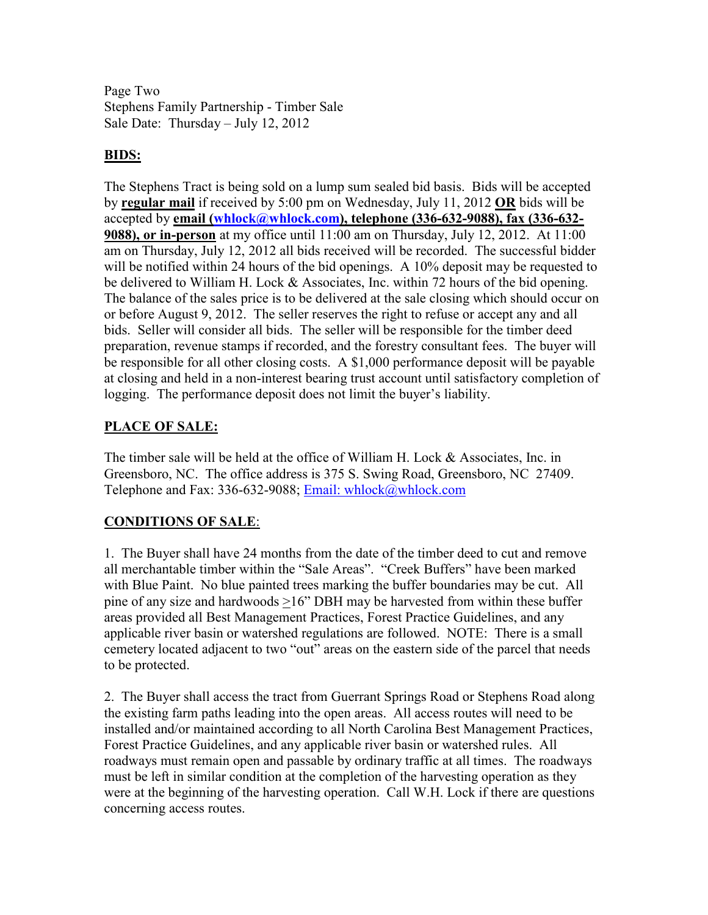Page Two
Stephens Family Partnership - Timber Sale
Sale Date: Thursday – July 12, 2012

## BIDS:

The Stephens Tract is being sold on a lump sum sealed bid basis. Bids will be accepted by **regular mail** if received by 5:00 pm on Wednesday, July 11, 2012 **OR** bids will be accepted by **email (whlock@whlock.com), telephone (336-632-9088), fax (336-632-9088), or in-person** at my office until 11:00 am on Thursday, July 12, 2012. At 11:00 am on Thursday, July 12, 2012 all bids received will be recorded. The successful bidder will be notified within 24 hours of the bid openings. A 10% deposit may be requested to be delivered to William H. Lock & Associates, Inc. within 72 hours of the bid opening. The balance of the sales price is to be delivered at the sale closing which should occur on or before August 9, 2012. The seller reserves the right to refuse or accept any and all bids. Seller will consider all bids. The seller will be responsible for the timber deed preparation, revenue stamps if recorded, and the forestry consultant fees. The buyer will be responsible for all other closing costs. A $1,000 performance deposit will be payable at closing and held in a non-interest bearing trust account until satisfactory completion of logging. The performance deposit does not limit the buyer's liability.

## PLACE OF SALE:

The timber sale will be held at the office of William H. Lock & Associates, Inc. in Greensboro, NC. The office address is 375 S. Swing Road, Greensboro, NC 27409. Telephone and Fax: 336-632-9088; Email: whlock@whlock.com

## CONDITIONS OF SALE:

1. The Buyer shall have 24 months from the date of the timber deed to cut and remove all merchantable timber within the "Sale Areas". "Creek Buffers" have been marked with Blue Paint. No blue painted trees marking the buffer boundaries may be cut. All pine of any size and hardwoods ≥16" DBH may be harvested from within these buffer areas provided all Best Management Practices, Forest Practice Guidelines, and any applicable river basin or watershed regulations are followed. NOTE: There is a small cemetery located adjacent to two "out" areas on the eastern side of the parcel that needs to be protected.

2. The Buyer shall access the tract from Guerrant Springs Road or Stephens Road along the existing farm paths leading into the open areas. All access routes will need to be installed and/or maintained according to all North Carolina Best Management Practices, Forest Practice Guidelines, and any applicable river basin or watershed rules. All roadways must remain open and passable by ordinary traffic at all times. The roadways must be left in similar condition at the completion of the harvesting operation as they were at the beginning of the harvesting operation. Call W.H. Lock if there are questions concerning access routes.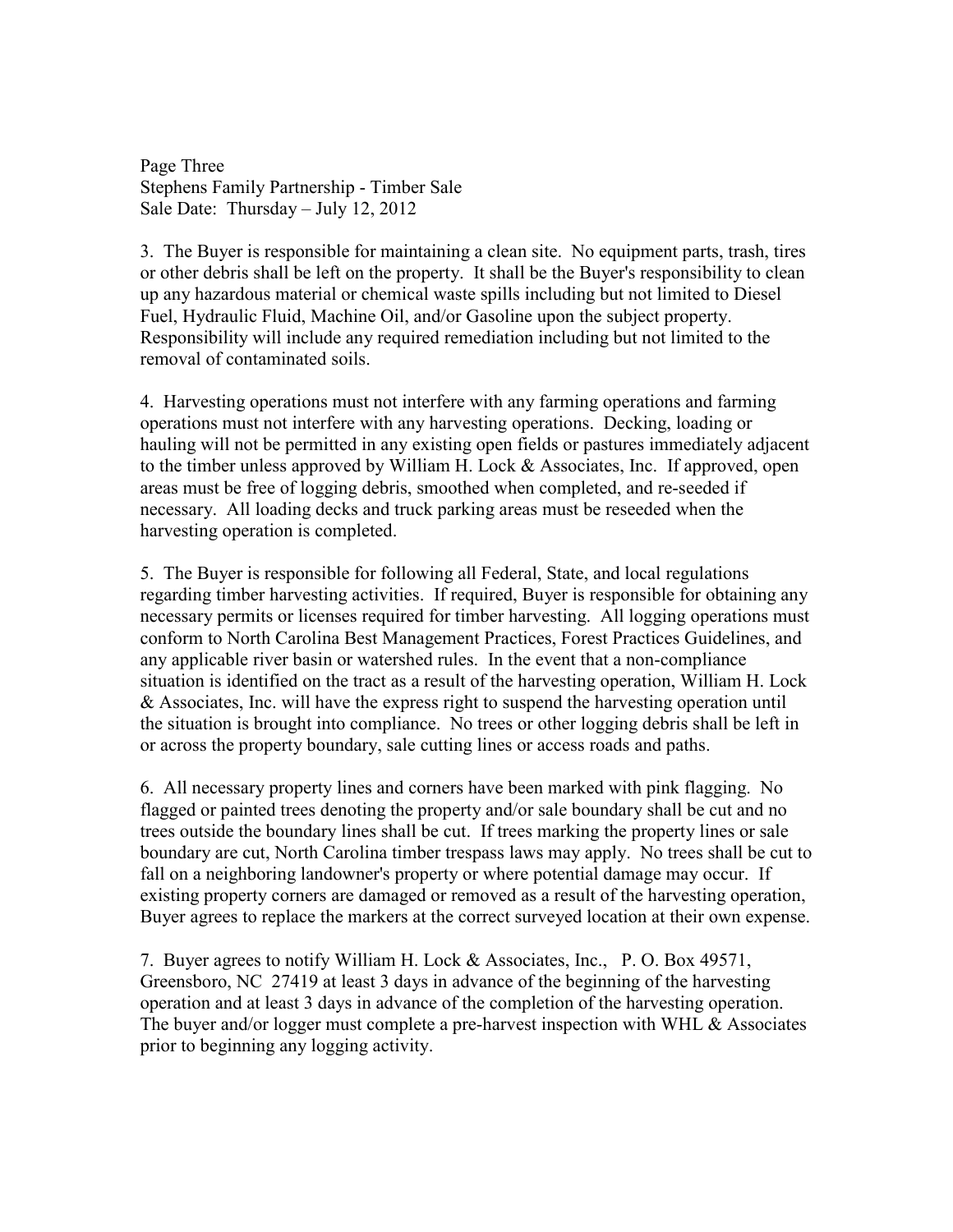3. The Buyer is responsible for maintaining a clean site. No equipment parts, trash, tires or other debris shall be left on the property. It shall be the Buyer's responsibility to clean up any hazardous material or chemical waste spills including but not limited to Diesel Fuel, Hydraulic Fluid, Machine Oil, and/or Gasoline upon the subject property. Responsibility will include any required remediation including but not limited to the removal of contaminated soils.

4. Harvesting operations must not interfere with any farming operations and farming operations must not interfere with any harvesting operations. Decking, loading or hauling will not be permitted in any existing open fields or pastures immediately adjacent to the timber unless approved by William H. Lock & Associates, Inc. If approved, open areas must be free of logging debris, smoothed when completed, and re-seeded if necessary. All loading decks and truck parking areas must be reseeded when the harvesting operation is completed.

5. The Buyer is responsible for following all Federal, State, and local regulations regarding timber harvesting activities. If required, Buyer is responsible for obtaining any necessary permits or licenses required for timber harvesting. All logging operations must conform to North Carolina Best Management Practices, Forest Practices Guidelines, and any applicable river basin or watershed rules. In the event that a non-compliance situation is identified on the tract as a result of the harvesting operation, William H. Lock & Associates, Inc. will have the express right to suspend the harvesting operation until the situation is brought into compliance. No trees or other logging debris shall be left in or across the property boundary, sale cutting lines or access roads and paths.

6. All necessary property lines and corners have been marked with pink flagging. No flagged or painted trees denoting the property and/or sale boundary shall be cut and no trees outside the boundary lines shall be cut. If trees marking the property lines or sale boundary are cut, North Carolina timber trespass laws may apply. No trees shall be cut to fall on a neighboring landowner's property or where potential damage may occur. If existing property corners are damaged or removed as a result of the harvesting operation, Buyer agrees to replace the markers at the correct surveyed location at their own expense.

7. Buyer agrees to notify William H. Lock & Associates, Inc., P. O. Box 49571, Greensboro, NC 27419 at least 3 days in advance of the beginning of the harvesting operation and at least 3 days in advance of the completion of the harvesting operation. The buyer and/or logger must complete a pre-harvest inspection with WHL & Associates prior to beginning any logging activity.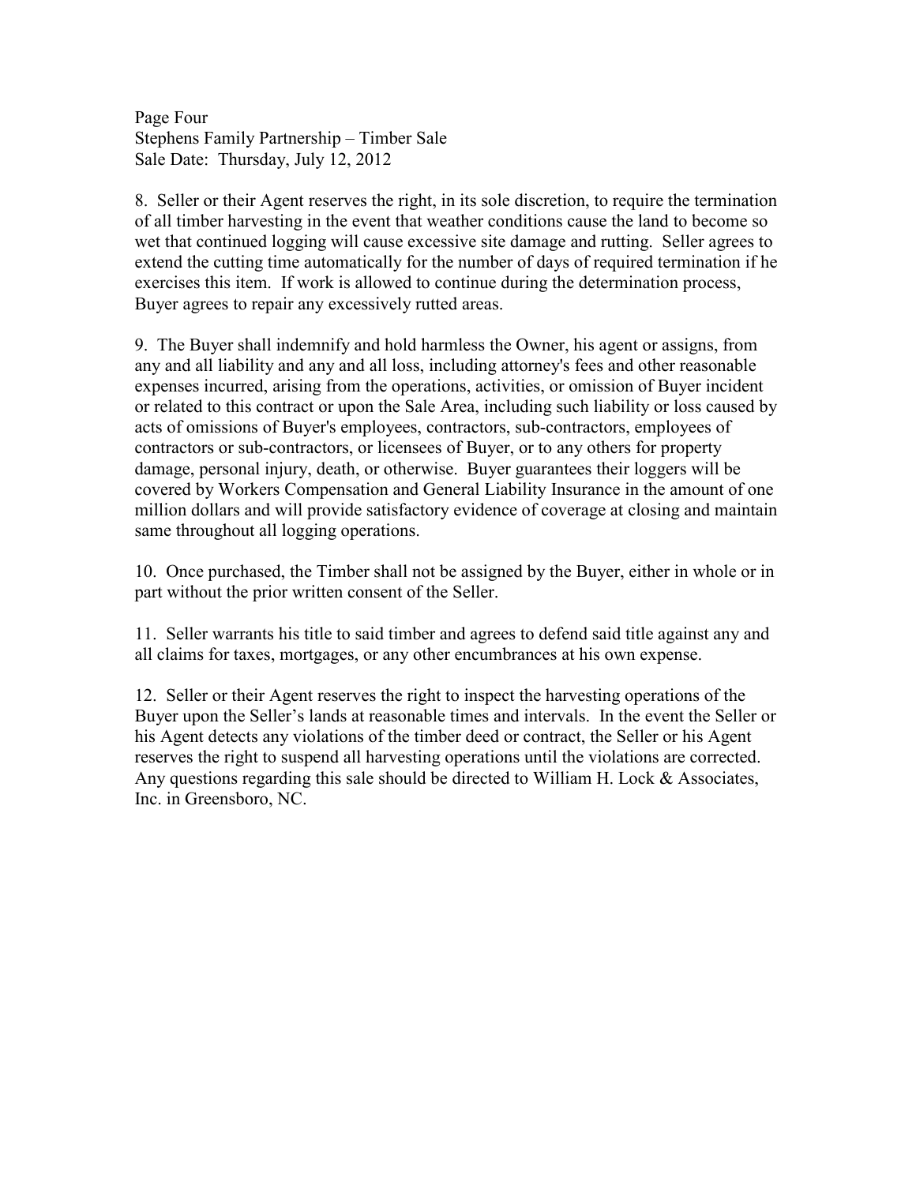8. Seller or their Agent reserves the right, in its sole discretion, to require the termination of all timber harvesting in the event that weather conditions cause the land to become so wet that continued logging will cause excessive site damage and rutting. Seller agrees to extend the cutting time automatically for the number of days of required termination if he exercises this item. If work is allowed to continue during the determination process, Buyer agrees to repair any excessively rutted areas.

9. The Buyer shall indemnify and hold harmless the Owner, his agent or assigns, from any and all liability and any and all loss, including attorney's fees and other reasonable expenses incurred, arising from the operations, activities, or omission of Buyer incident or related to this contract or upon the Sale Area, including such liability or loss caused by acts of omissions of Buyer's employees, contractors, sub-contractors, employees of contractors or sub-contractors, or licensees of Buyer, or to any others for property damage, personal injury, death, or otherwise. Buyer guarantees their loggers will be covered by Workers Compensation and General Liability Insurance in the amount of one million dollars and will provide satisfactory evidence of coverage at closing and maintain same throughout all logging operations.

10. Once purchased, the Timber shall not be assigned by the Buyer, either in whole or in part without the prior written consent of the Seller.

11. Seller warrants his title to said timber and agrees to defend said title against any and all claims for taxes, mortgages, or any other encumbrances at his own expense.

12. Seller or their Agent reserves the right to inspect the harvesting operations of the Buyer upon the Seller's lands at reasonable times and intervals. In the event the Seller or his Agent detects any violations of the timber deed or contract, the Seller or his Agent reserves the right to suspend all harvesting operations until the violations are corrected. Any questions regarding this sale should be directed to William H. Lock & Associates, Inc. in Greensboro, NC.